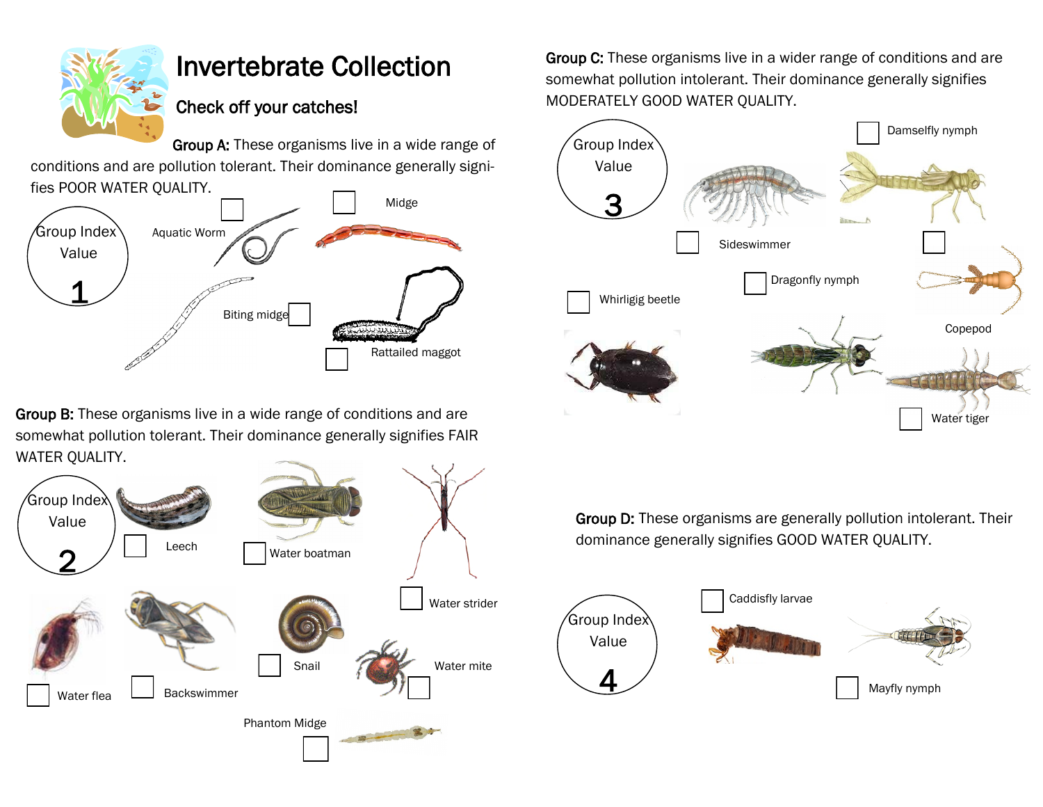# Invertebrate Collection

## Check off your catches!

**Group A:** These organisms live in a wide range of conditions and are pollution tolerant. Their dominance generally signifies POOR WATER QUALITY.

Group Index Value

1

- [ ] Aquatic Worm
- [ ] Midge
- [ ] Biting midge
- [ ] Rattailed maggot

**Group B:** These organisms live in a wide range of conditions and are somewhat pollution tolerant. Their dominance generally signifies FAIR WATER QUALITY.

Group Index Value

2

- [ ] Leech
- [ ] Water boatman
- [ ] Water strider
- [ ] Water flea
- [ ] Backswimmer
- [ ] Snail
- [ ] Water mite
- [ ] Phantom Midge

**Group C:** These organisms live in a wider range of conditions and are somewhat pollution intolerant. Their dominance generally signifies MODERATELY GOOD WATER QUALITY.

Group Index Value

3

- [ ] Damselfly nymph
- [ ] Sideswimmer
- [ ] Whirligig beetle
- [ ] Dragonfly nymph
- [ ] Copepod
- [ ] Water tiger

**Group D:** These organisms are generally pollution intolerant. Their dominance generally signifies GOOD WATER QUALITY.

Group Index Value

4

- [ ] Caddisfly larvae
- [ ] Mayfly nymph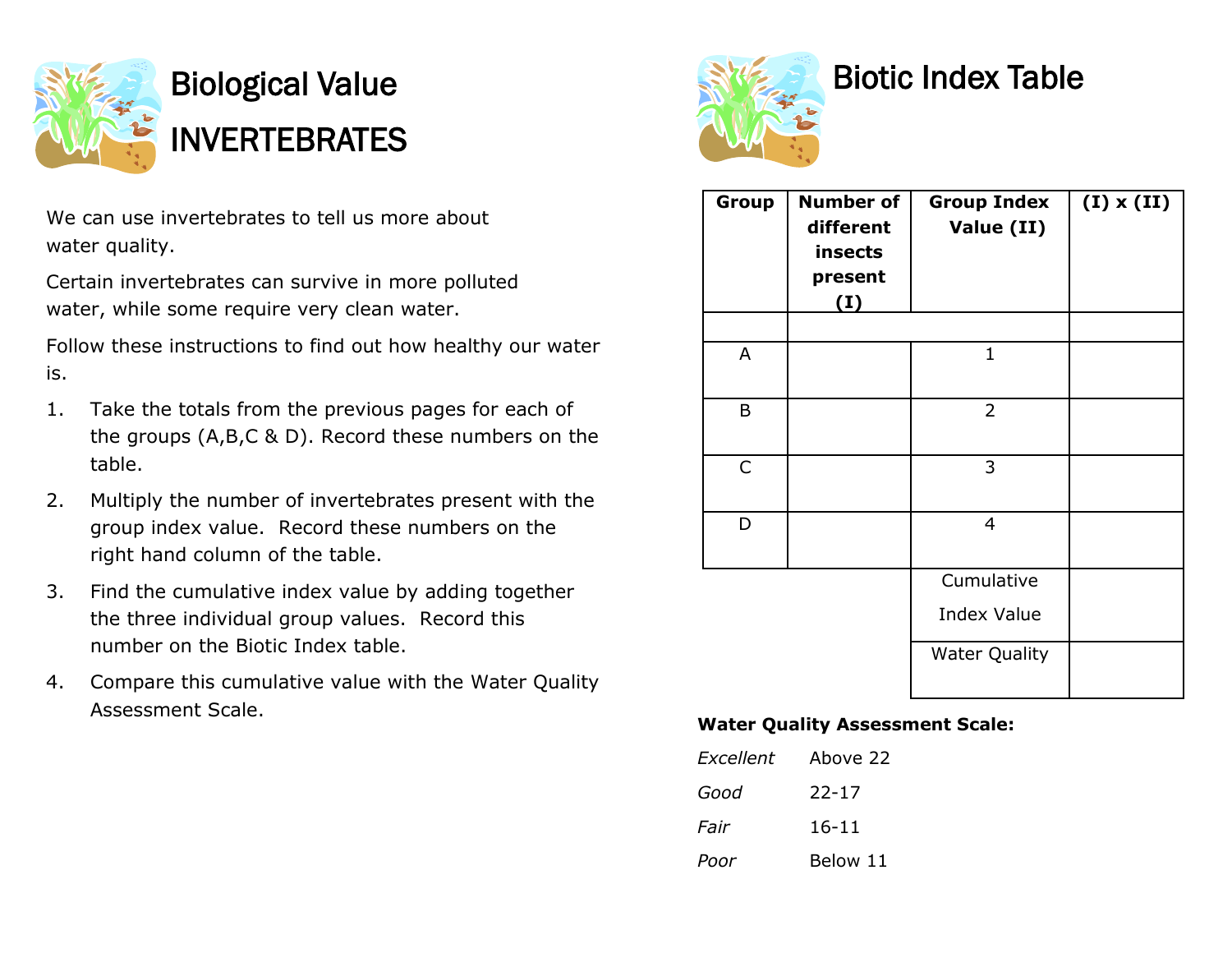# Biological Value INVERTEBRATES

We can use invertebrates to tell us more about water quality.

Certain invertebrates can survive in more polluted water, while some require very clean water.

Follow these instructions to find out how healthy our water is.

1. Take the totals from the previous pages for each of the groups (A,B,C & D). Record these numbers on the table.
2. Multiply the number of invertebrates present with the group index value. Record these numbers on the right hand column of the table.
3. Find the cumulative index value by adding together the three individual group values. Record this number on the Biotic Index table.
4. Compare this cumulative value with the Water Quality Assessment Scale.

# Biotic Index Table

| Group | Number of different insects present (I) | Group Index Value (II) | (I) x (II) |
|---|---|---|---|
| | | | |
| A | | 1 | |
| B | | 2 | |
| C | | 3 | |
| D | | 4 | |
| | | Cumulative Index Value | |
| | | Water Quality | |

**Water Quality Assessment Scale:**

| | |
|---|---|
| *Excellent* | Above 22 |
| *Good* | 22-17 |
| *Fair* | 16-11 |
| *Poor* | Below 11 |